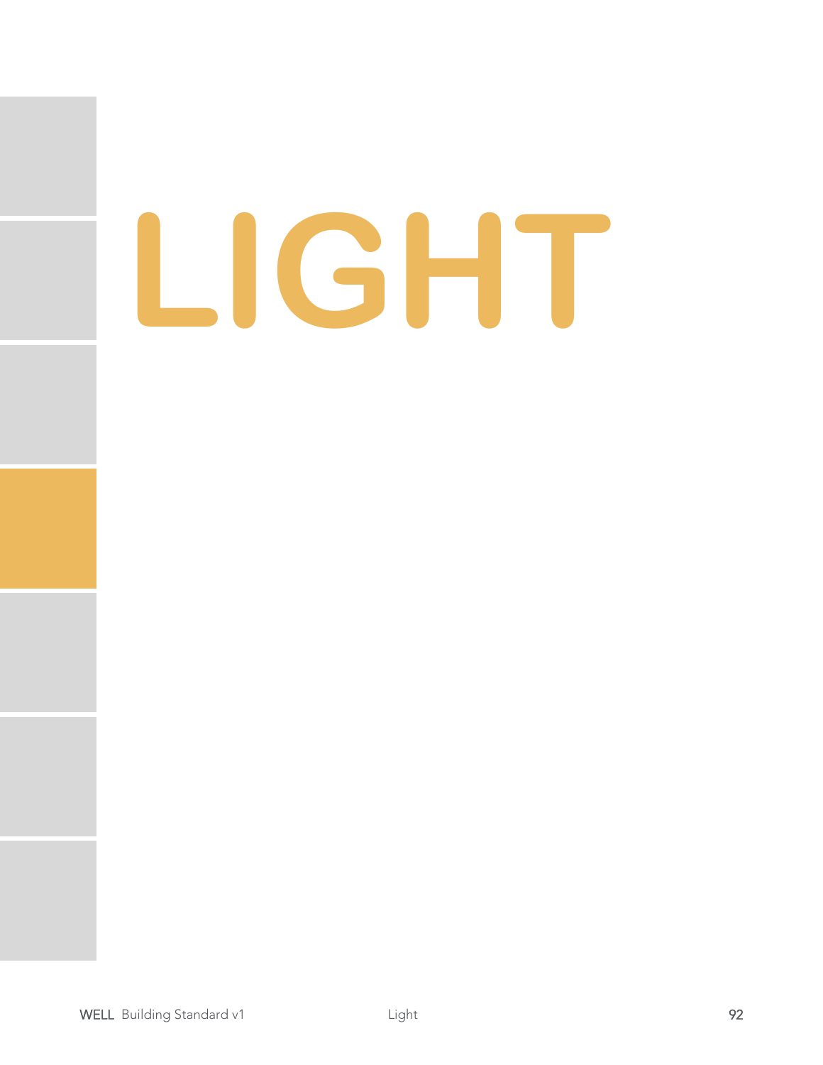# LIGHT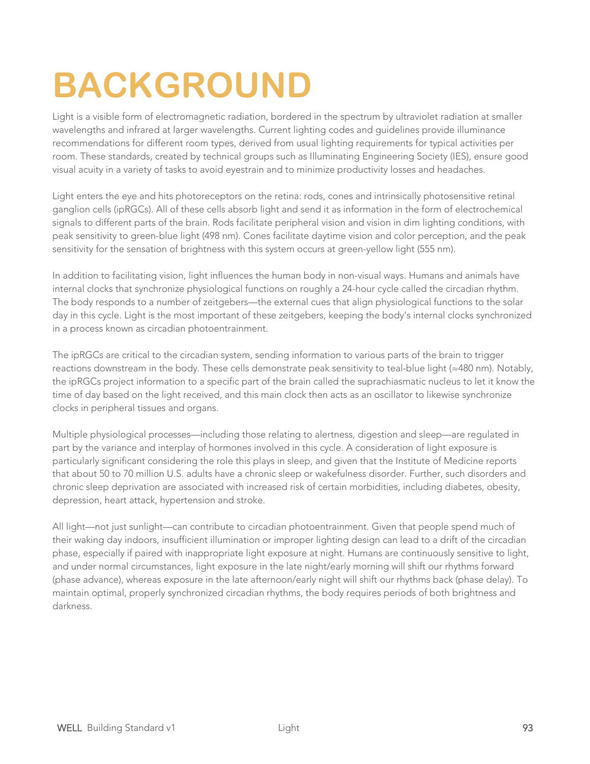# BACKGROUND

Light is a visible form of electromagnetic radiation, bordered in the spectrum by ultraviolet radiation at smaller wavelengths and infrared at larger wavelengths. Current lighting codes and guidelines provide illuminance recommendations for different room types, derived from usual lighting requirements for typical activities per room. These standards, created by technical groups such as Illuminating Engineering Society (IES), ensure good visual acuity in a variety of tasks to avoid eyestrain and to minimize productivity losses and headaches.

Light enters the eye and hits photoreceptors on the retina: rods, cones and intrinsically photosensitive retinal ganglion cells (ipRGCs). All of these cells absorb light and send it as information in the form of electrochemical signals to different parts of the brain. Rods facilitate peripheral vision and vision in dim lighting conditions, with peak sensitivity to green-blue light (498 nm). Cones facilitate daytime vision and color perception, and the peak sensitivity for the sensation of brightness with this system occurs at green-yellow light (555 nm).

In addition to facilitating vision, light influences the human body in non-visual ways. Humans and animals have internal clocks that synchronize physiological functions on roughly a 24-hour cycle called the circadian rhythm. The body responds to a number of zeitgebers—the external cues that align physiological functions to the solar day in this cycle. Light is the most important of these zeitgebers, keeping the body's internal clocks synchronized in a process known as circadian photoentrainment.

The ipRGCs are critical to the circadian system, sending information to various parts of the brain to trigger reactions downstream in the body. These cells demonstrate peak sensitivity to teal-blue light (≈480 nm). Notably, the ipRGCs project information to a specific part of the brain called the suprachiasmatic nucleus to let it know the time of day based on the light received, and this main clock then acts as an oscillator to likewise synchronize clocks in peripheral tissues and organs.

Multiple physiological processes—including those relating to alertness, digestion and sleep—are regulated in part by the variance and interplay of hormones involved in this cycle. A consideration of light exposure is particularly significant considering the role this plays in sleep, and given that the Institute of Medicine reports that about 50 to 70 million U.S. adults have a chronic sleep or wakefulness disorder. Further, such disorders and chronic sleep deprivation are associated with increased risk of certain morbidities, including diabetes, obesity, depression, heart attack, hypertension and stroke.

All light—not just sunlight—can contribute to circadian photoentrainment. Given that people spend much of their waking day indoors, insufficient illumination or improper lighting design can lead to a drift of the circadian phase, especially if paired with inappropriate light exposure at night. Humans are continuously sensitive to light, and under normal circumstances, light exposure in the late night/early morning will shift our rhythms forward (phase advance), whereas exposure in the late afternoon/early night will shift our rhythms back (phase delay). To maintain optimal, properly synchronized circadian rhythms, the body requires periods of both brightness and darkness.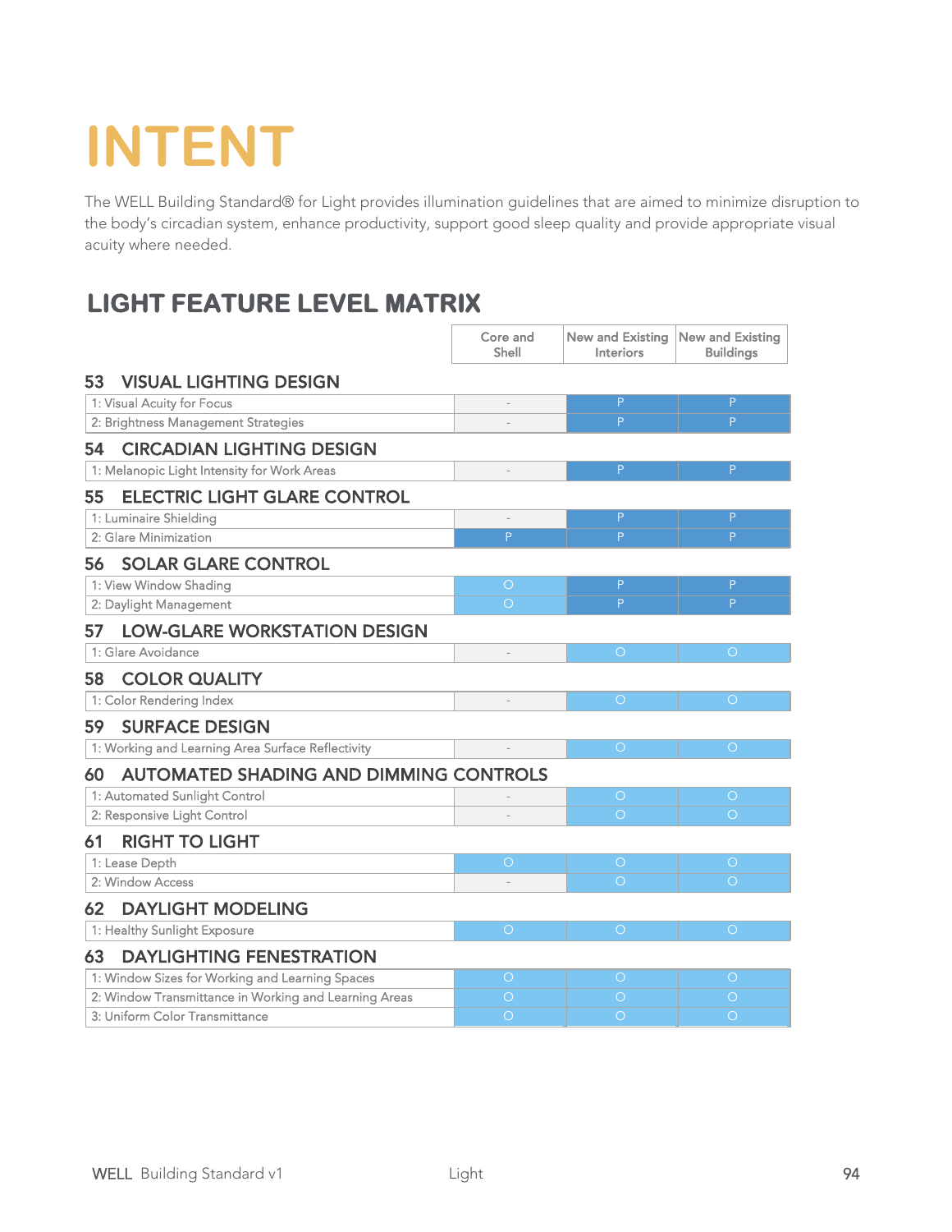# INTENT

The WELL Building Standard® for Light provides illumination guidelines that are aimed to minimize disruption to the body's circadian system, enhance productivity, support good sleep quality and provide appropriate visual acuity where needed.

## LIGHT FEATURE LEVEL MATRIX

| | Core and Shell | New and Existing Interiors | New and Existing Buildings |
|---|---|---|---|
| **53 VISUAL LIGHTING DESIGN** | | | |
| 1: Visual Acuity for Focus | - | P | P |
| 2: Brightness Management Strategies | - | P | P |
| **54 CIRCADIAN LIGHTING DESIGN** | | | |
| 1: Melanopic Light Intensity for Work Areas | - | P | P |
| **55 ELECTRIC LIGHT GLARE CONTROL** | | | |
| 1: Luminaire Shielding | - | P | P |
| 2: Glare Minimization | P | P | P |
| **56 SOLAR GLARE CONTROL** | | | |
| 1: View Window Shading | O | P | P |
| 2: Daylight Management | O | P | P |
| **57 LOW-GLARE WORKSTATION DESIGN** | | | |
| 1: Glare Avoidance | - | O | O |
| **58 COLOR QUALITY** | | | |
| 1: Color Rendering Index | - | O | O |
| **59 SURFACE DESIGN** | | | |
| 1: Working and Learning Area Surface Reflectivity | - | O | O |
| **60 AUTOMATED SHADING AND DIMMING CONTROLS** | | | |
| 1: Automated Sunlight Control | - | O | O |
| 2: Responsive Light Control | - | O | O |
| **61 RIGHT TO LIGHT** | | | |
| 1: Lease Depth | O | O | O |
| 2: Window Access | - | O | O |
| **62 DAYLIGHT MODELING** | | | |
| 1: Healthy Sunlight Exposure | O | O | O |
| **63 DAYLIGHTING FENESTRATION** | | | |
| 1: Window Sizes for Working and Learning Spaces | O | O | O |
| 2: Window Transmittance in Working and Learning Areas | O | O | O |
| 3: Uniform Color Transmittance | O | O | O |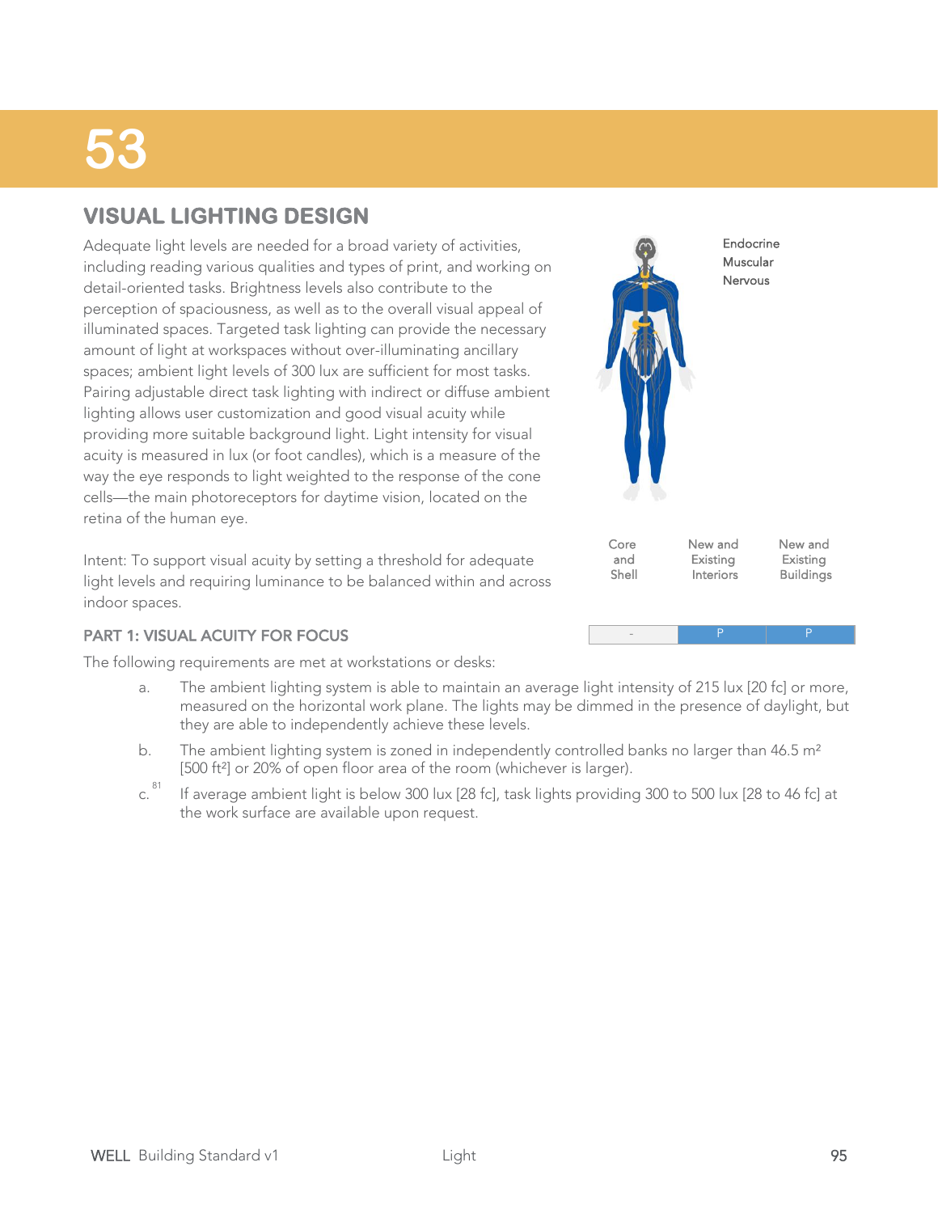# 53

## VISUAL LIGHTING DESIGN

Adequate light levels are needed for a broad variety of activities, including reading various qualities and types of print, and working on detail-oriented tasks. Brightness levels also contribute to the perception of spaciousness, as well as to the overall visual appeal of illuminated spaces. Targeted task lighting can provide the necessary amount of light at workspaces without over-illuminating ancillary spaces; ambient light levels of 300 lux are sufficient for most tasks. Pairing adjustable direct task lighting with indirect or diffuse ambient lighting allows user customization and good visual acuity while providing more suitable background light. Light intensity for visual acuity is measured in lux (or foot candles), which is a measure of the way the eye responds to light weighted to the response of the cone cells—the main photoreceptors for daytime vision, located on the retina of the human eye.

Endocrine
Muscular
Nervous

Intent: To support visual acuity by setting a threshold for adequate light levels and requiring luminance to be balanced within and across indoor spaces.

| Core and Shell | New and Existing Interiors | New and Existing Buildings |
|---|---|---|
| - | P | P |

### PART 1: VISUAL ACUITY FOR FOCUS

The following requirements are met at workstations or desks:

a. The ambient lighting system is able to maintain an average light intensity of 215 lux [20 fc] or more, measured on the horizontal work plane. The lights may be dimmed in the presence of daylight, but they are able to independently achieve these levels.

b. The ambient lighting system is zoned in independently controlled banks no larger than 46.5 m² [500 ft²] or 20% of open floor area of the room (whichever is larger).

c.[81] If average ambient light is below 300 lux [28 fc], task lights providing 300 to 500 lux [28 to 46 fc] at the work surface are available upon request.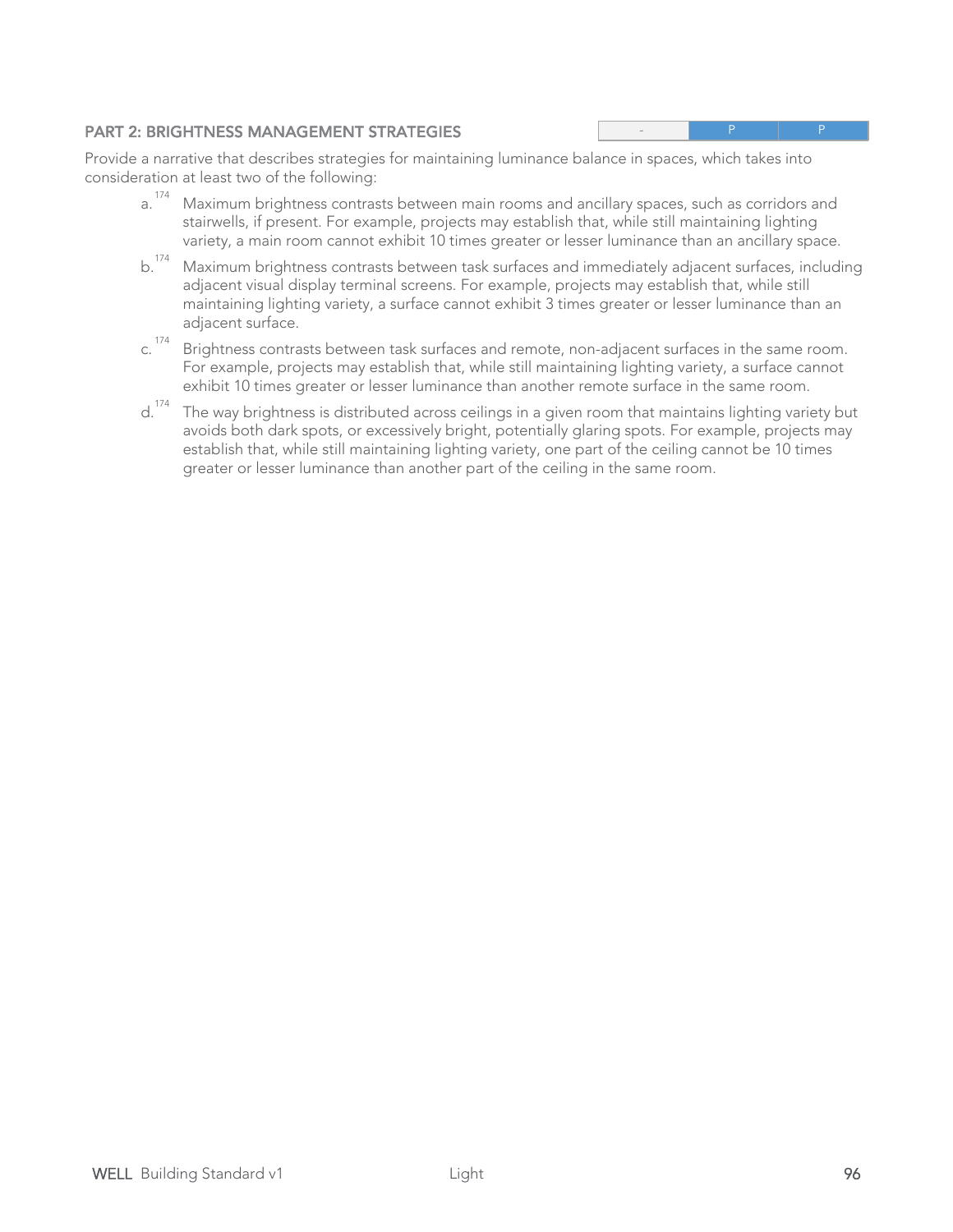#### PART 2: BRIGHTNESS MANAGEMENT STRATEGIES

| - | P | P |
|---|---|---|

Provide a narrative that describes strategies for maintaining luminance balance in spaces, which takes into consideration at least two of the following:

a.[174] Maximum brightness contrasts between main rooms and ancillary spaces, such as corridors and stairwells, if present. For example, projects may establish that, while still maintaining lighting variety, a main room cannot exhibit 10 times greater or lesser luminance than an ancillary space.

b.[174] Maximum brightness contrasts between task surfaces and immediately adjacent surfaces, including adjacent visual display terminal screens. For example, projects may establish that, while still maintaining lighting variety, a surface cannot exhibit 3 times greater or lesser luminance than an adjacent surface.

c.[174] Brightness contrasts between task surfaces and remote, non-adjacent surfaces in the same room. For example, projects may establish that, while still maintaining lighting variety, a surface cannot exhibit 10 times greater or lesser luminance than another remote surface in the same room.

d.[174] The way brightness is distributed across ceilings in a given room that maintains lighting variety but avoids both dark spots, or excessively bright, potentially glaring spots. For example, projects may establish that, while still maintaining lighting variety, one part of the ceiling cannot be 10 times greater or lesser luminance than another part of the ceiling in the same room.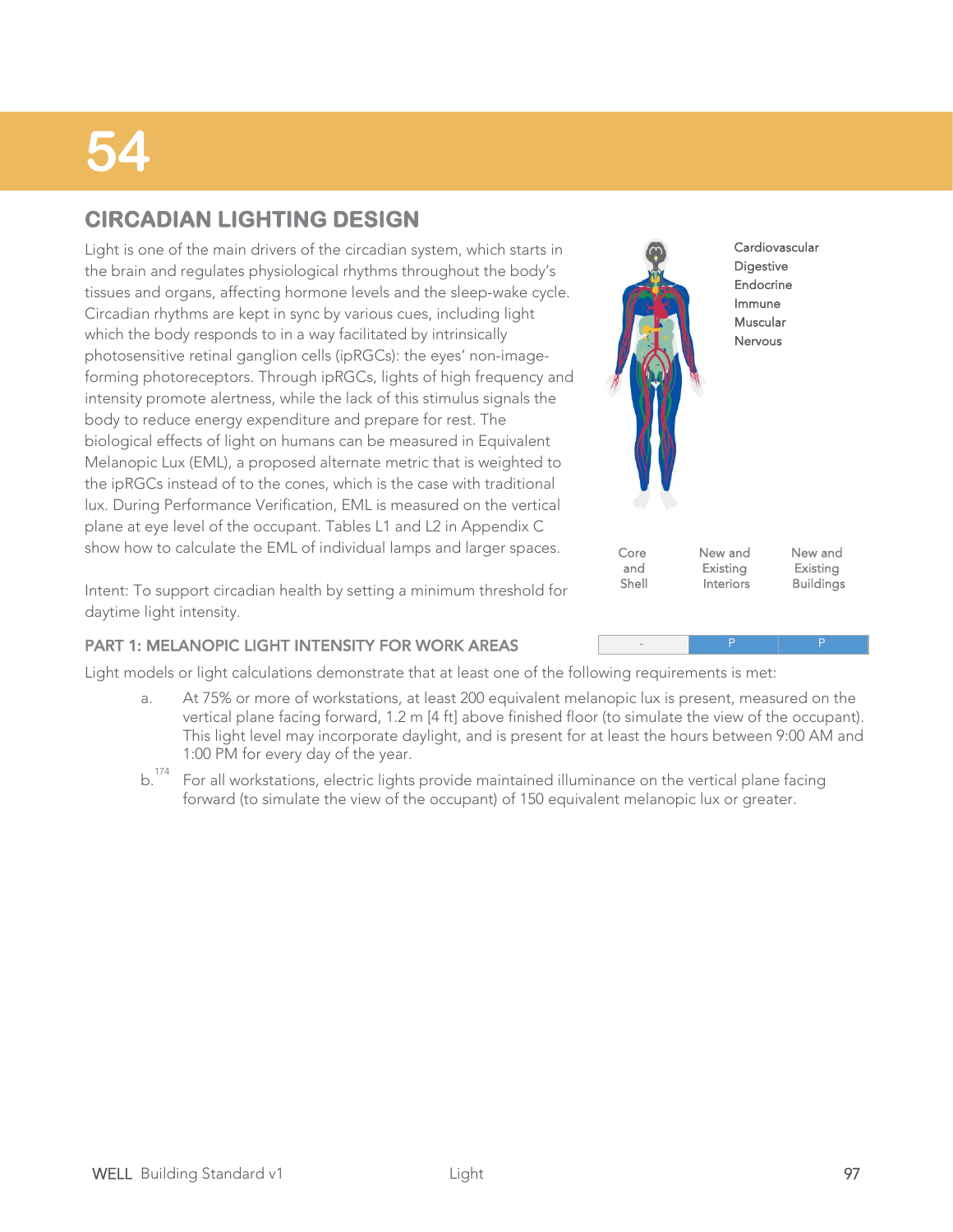# 54

## CIRCADIAN LIGHTING DESIGN

Light is one of the main drivers of the circadian system, which starts in the brain and regulates physiological rhythms throughout the body's tissues and organs, affecting hormone levels and the sleep-wake cycle. Circadian rhythms are kept in sync by various cues, including light which the body responds to in a way facilitated by intrinsically photosensitive retinal ganglion cells (ipRGCs): the eyes' non-image-forming photoreceptors. Through ipRGCs, lights of high frequency and intensity promote alertness, while the lack of this stimulus signals the body to reduce energy expenditure and prepare for rest. The biological effects of light on humans can be measured in Equivalent Melanopic Lux (EML), a proposed alternate metric that is weighted to the ipRGCs instead of to the cones, which is the case with traditional lux. During Performance Verification, EML is measured on the vertical plane at eye level of the occupant. Tables L1 and L2 in Appendix C show how to calculate the EML of individual lamps and larger spaces.

Cardiovascular
Digestive
Endocrine
Immune
Muscular
Nervous

Intent: To support circadian health by setting a minimum threshold for daytime light intensity.

| | Core and Shell | New and Existing Interiors | New and Existing Buildings |
|---|---|---|---|
| **PART 1: MELANOPIC LIGHT INTENSITY FOR WORK AREAS** | - | P | P |

Light models or light calculations demonstrate that at least one of the following requirements is met:

a. At 75% or more of workstations, at least 200 equivalent melanopic lux is present, measured on the vertical plane facing forward, 1.2 m [4 ft] above finished floor (to simulate the view of the occupant). This light level may incorporate daylight, and is present for at least the hours between 9:00 AM and 1:00 PM for every day of the year.

b.[174] For all workstations, electric lights provide maintained illuminance on the vertical plane facing forward (to simulate the view of the occupant) of 150 equivalent melanopic lux or greater.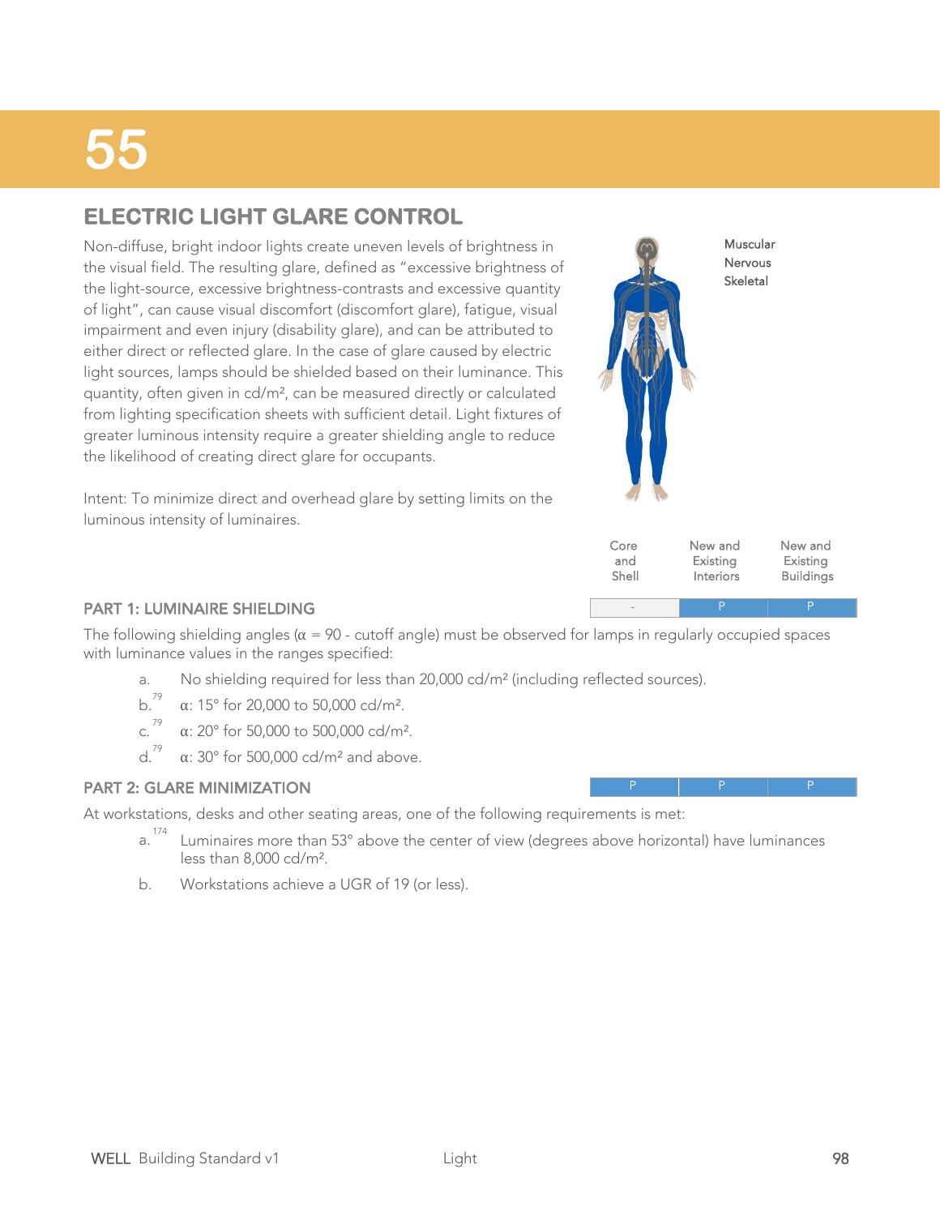# 55

## ELECTRIC LIGHT GLARE CONTROL

Non-diffuse, bright indoor lights create uneven levels of brightness in the visual field. The resulting glare, defined as "excessive brightness of the light-source, excessive brightness-contrasts and excessive quantity of light", can cause visual discomfort (discomfort glare), fatigue, visual impairment and even injury (disability glare), and can be attributed to either direct or reflected glare. In the case of glare caused by electric light sources, lamps should be shielded based on their luminance. This quantity, often given in cd/m², can be measured directly or calculated from lighting specification sheets with sufficient detail. Light fixtures of greater luminous intensity require a greater shielding angle to reduce the likelihood of creating direct glare for occupants.

Intent: To minimize direct and overhead glare by setting limits on the luminous intensity of luminaires.

Muscular
Nervous
Skeletal

| | Core and Shell | New and Existing Interiors | New and Existing Buildings |
|---|---|---|---|
| PART 1: LUMINAIRE SHIELDING | - | P | P |
| PART 2: GLARE MINIMIZATION | P | P | P |

### PART 1: LUMINAIRE SHIELDING

The following shielding angles (α = 90 - cutoff angle) must be observed for lamps in regularly occupied spaces with luminance values in the ranges specified:

a. No shielding required for less than 20,000 cd/m² (including reflected sources).

b.[79] α: 15° for 20,000 to 50,000 cd/m².

c.[79] α: 20° for 50,000 to 500,000 cd/m².

d.[79] α: 30° for 500,000 cd/m² and above.

### PART 2: GLARE MINIMIZATION

At workstations, desks and other seating areas, one of the following requirements is met:

a.[174] Luminaires more than 53° above the center of view (degrees above horizontal) have luminances less than 8,000 cd/m².

b. Workstations achieve a UGR of 19 (or less).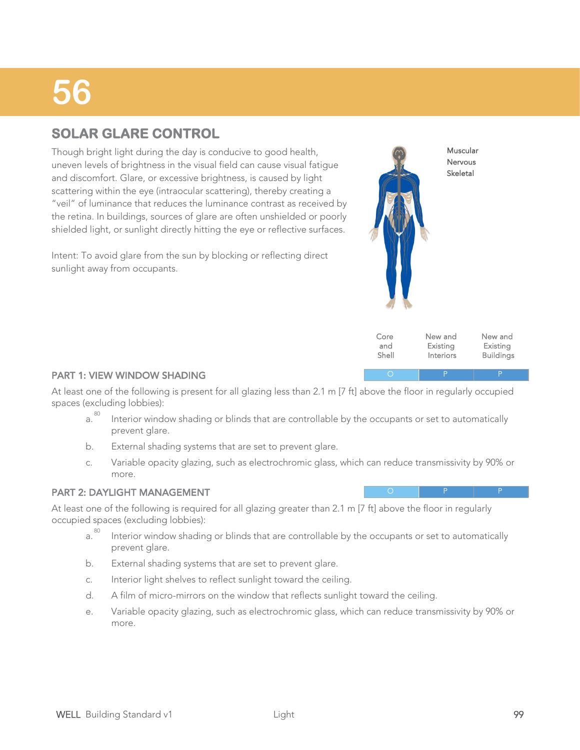# 56

## SOLAR GLARE CONTROL

Though bright light during the day is conducive to good health, uneven levels of brightness in the visual field can cause visual fatigue and discomfort. Glare, or excessive brightness, is caused by light scattering within the eye (intraocular scattering), thereby creating a "veil" of luminance that reduces the luminance contrast as received by the retina. In buildings, sources of glare are often unshielded or poorly shielded light, or sunlight directly hitting the eye or reflective surfaces.

Intent: To avoid glare from the sun by blocking or reflecting direct sunlight away from occupants.

Muscular
Nervous
Skeletal

| | Core and Shell | New and Existing Interiors | New and Existing Buildings |
|---|---|---|---|
| PART 1: VIEW WINDOW SHADING | O | P | P |
| PART 2: DAYLIGHT MANAGEMENT | O | P | P |

### PART 1: VIEW WINDOW SHADING

At least one of the following is present for all glazing less than 2.1 m [7 ft] above the floor in regularly occupied spaces (excluding lobbies):

a.[80] Interior window shading or blinds that are controllable by the occupants or set to automatically prevent glare.

b. External shading systems that are set to prevent glare.

c. Variable opacity glazing, such as electrochromic glass, which can reduce transmissivity by 90% or more.

### PART 2: DAYLIGHT MANAGEMENT

At least one of the following is required for all glazing greater than 2.1 m [7 ft] above the floor in regularly occupied spaces (excluding lobbies):

a.[80] Interior window shading or blinds that are controllable by the occupants or set to automatically prevent glare.

b. External shading systems that are set to prevent glare.

c. Interior light shelves to reflect sunlight toward the ceiling.

d. A film of micro-mirrors on the window that reflects sunlight toward the ceiling.

e. Variable opacity glazing, such as electrochromic glass, which can reduce transmissivity by 90% or more.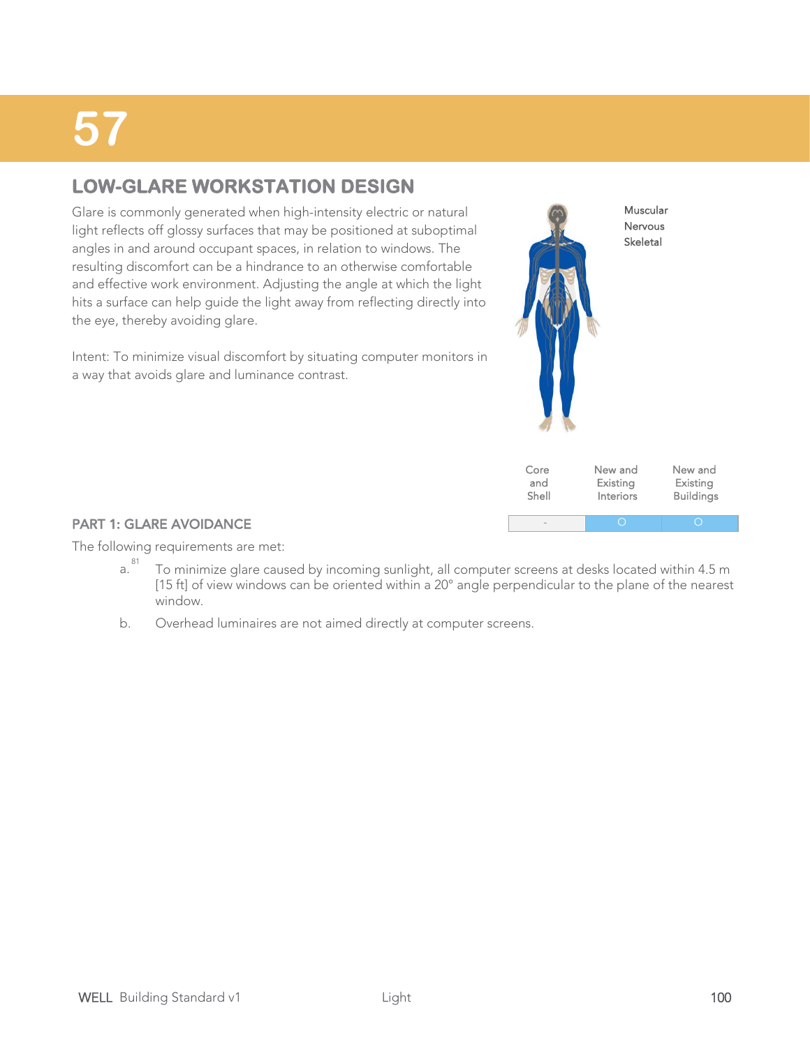# 57

## LOW-GLARE WORKSTATION DESIGN

Glare is commonly generated when high-intensity electric or natural light reflects off glossy surfaces that may be positioned at suboptimal angles in and around occupant spaces, in relation to windows. The resulting discomfort can be a hindrance to an otherwise comfortable and effective work environment. Adjusting the angle at which the light hits a surface can help guide the light away from reflecting directly into the eye, thereby avoiding glare.

Intent: To minimize visual discomfort by situating computer monitors in a way that avoids glare and luminance contrast.

Muscular
Nervous
Skeletal

### PART 1: GLARE AVOIDANCE

| Core and Shell | New and Existing Interiors | New and Existing Buildings |
|---|---|---|
| - | O | O |

The following requirements are met:

a. [81] To minimize glare caused by incoming sunlight, all computer screens at desks located within 4.5 m [15 ft] of view windows can be oriented within a 20° angle perpendicular to the plane of the nearest window.

b. Overhead luminaires are not aimed directly at computer screens.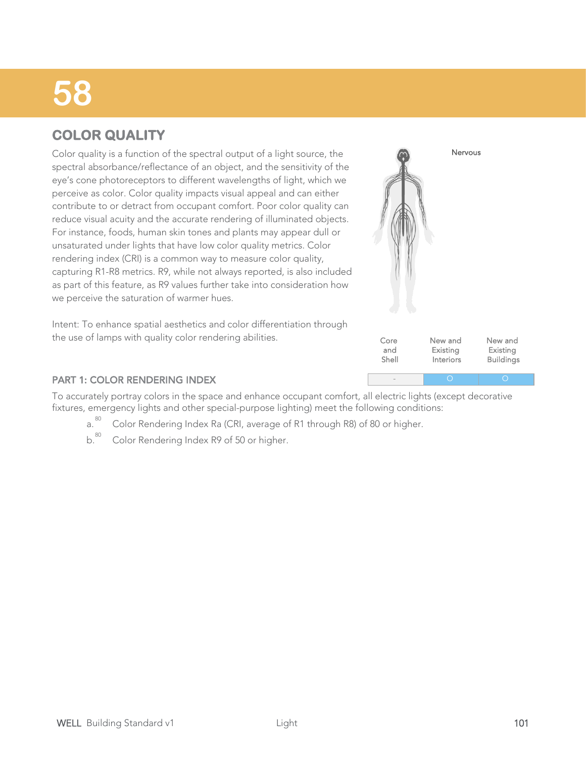# 58

## COLOR QUALITY

Color quality is a function of the spectral output of a light source, the spectral absorbance/reflectance of an object, and the sensitivity of the eye's cone photoreceptors to different wavelengths of light, which we perceive as color. Color quality impacts visual appeal and can either contribute to or detract from occupant comfort. Poor color quality can reduce visual acuity and the accurate rendering of illuminated objects. For instance, foods, human skin tones and plants may appear dull or unsaturated under lights that have low color quality metrics. Color rendering index (CRI) is a common way to measure color quality, capturing R1-R8 metrics. R9, while not always reported, is also included as part of this feature, as R9 values further take into consideration how we perceive the saturation of warmer hues.

Intent: To enhance spatial aesthetics and color differentiation through the use of lamps with quality color rendering abilities.

Nervous

| Core and Shell | New and Existing Interiors | New and Existing Buildings |
|---|---|---|
| - | O | O |

### PART 1: COLOR RENDERING INDEX

To accurately portray colors in the space and enhance occupant comfort, all electric lights (except decorative fixtures, emergency lights and other special-purpose lighting) meet the following conditions:

a. [80] Color Rendering Index Ra (CRI, average of R1 through R8) of 80 or higher.

b. [80] Color Rendering Index R9 of 50 or higher.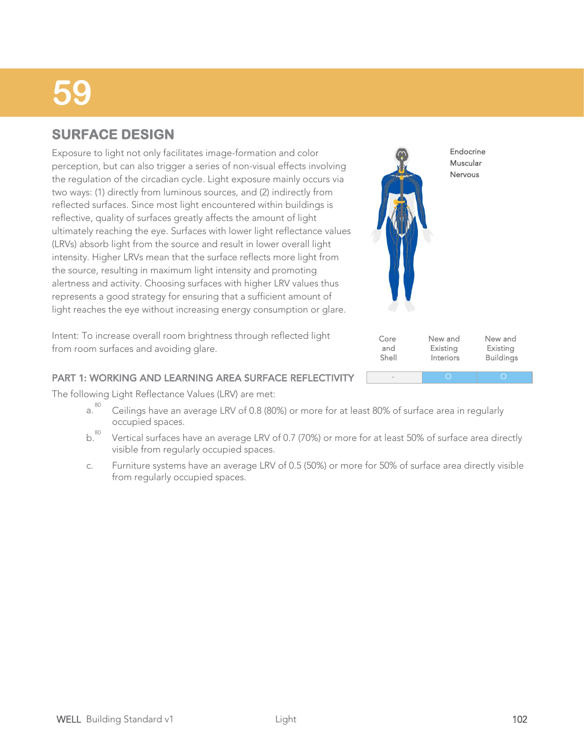# 59

## SURFACE DESIGN

Exposure to light not only facilitates image-formation and color perception, but can also trigger a series of non-visual effects involving the regulation of the circadian cycle. Light exposure mainly occurs via two ways: (1) directly from luminous sources, and (2) indirectly from reflected surfaces. Since most light encountered within buildings is reflective, quality of surfaces greatly affects the amount of light ultimately reaching the eye. Surfaces with lower light reflectance values (LRVs) absorb light from the source and result in lower overall light intensity. Higher LRVs mean that the surface reflects more light from the source, resulting in maximum light intensity and promoting alertness and activity. Choosing surfaces with higher LRV values thus represents a good strategy for ensuring that a sufficient amount of light reaches the eye without increasing energy consumption or glare.

Endocrine
Muscular
Nervous

Intent: To increase overall room brightness through reflected light from room surfaces and avoiding glare.

| | Core and Shell | New and Existing Interiors | New and Existing Buildings |
|---|---|---|---|
| **PART 1: WORKING AND LEARNING AREA SURFACE REFLECTIVITY** | - | O | O |

The following Light Reflectance Values (LRV) are met:

a. [80] Ceilings have an average LRV of 0.8 (80%) or more for at least 80% of surface area in regularly occupied spaces.

b. [80] Vertical surfaces have an average LRV of 0.7 (70%) or more for at least 50% of surface area directly visible from regularly occupied spaces.

c. Furniture systems have an average LRV of 0.5 (50%) or more for 50% of surface area directly visible from regularly occupied spaces.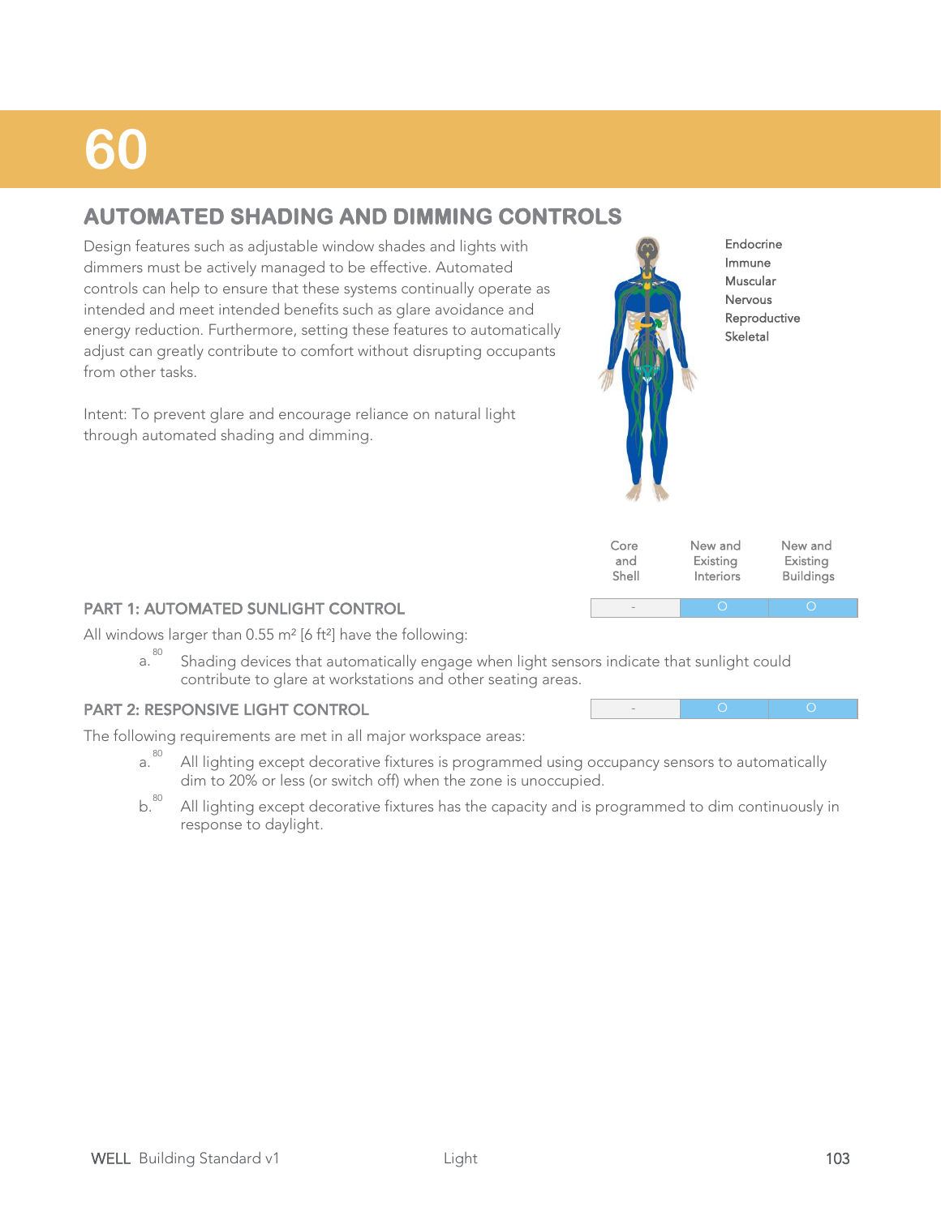# 60

## AUTOMATED SHADING AND DIMMING CONTROLS

Design features such as adjustable window shades and lights with dimmers must be actively managed to be effective. Automated controls can help to ensure that these systems continually operate as intended and meet intended benefits such as glare avoidance and energy reduction. Furthermore, setting these features to automatically adjust can greatly contribute to comfort without disrupting occupants from other tasks.

Intent: To prevent glare and encourage reliance on natural light through automated shading and dimming.

Endocrine
Immune
Muscular
Nervous
Reproductive
Skeletal

| | Core and Shell | New and Existing Interiors | New and Existing Buildings |
|---|---|---|---|
| **PART 1: AUTOMATED SUNLIGHT CONTROL** | - | O | O |
| **PART 2: RESPONSIVE LIGHT CONTROL** | - | O | O |

### PART 1: AUTOMATED SUNLIGHT CONTROL

All windows larger than 0.55 m² [6 ft²] have the following:

a. [80] Shading devices that automatically engage when light sensors indicate that sunlight could contribute to glare at workstations and other seating areas.

### PART 2: RESPONSIVE LIGHT CONTROL

The following requirements are met in all major workspace areas:

a. [80] All lighting except decorative fixtures is programmed using occupancy sensors to automatically dim to 20% or less (or switch off) when the zone is unoccupied.

b. [80] All lighting except decorative fixtures has the capacity and is programmed to dim continuously in response to daylight.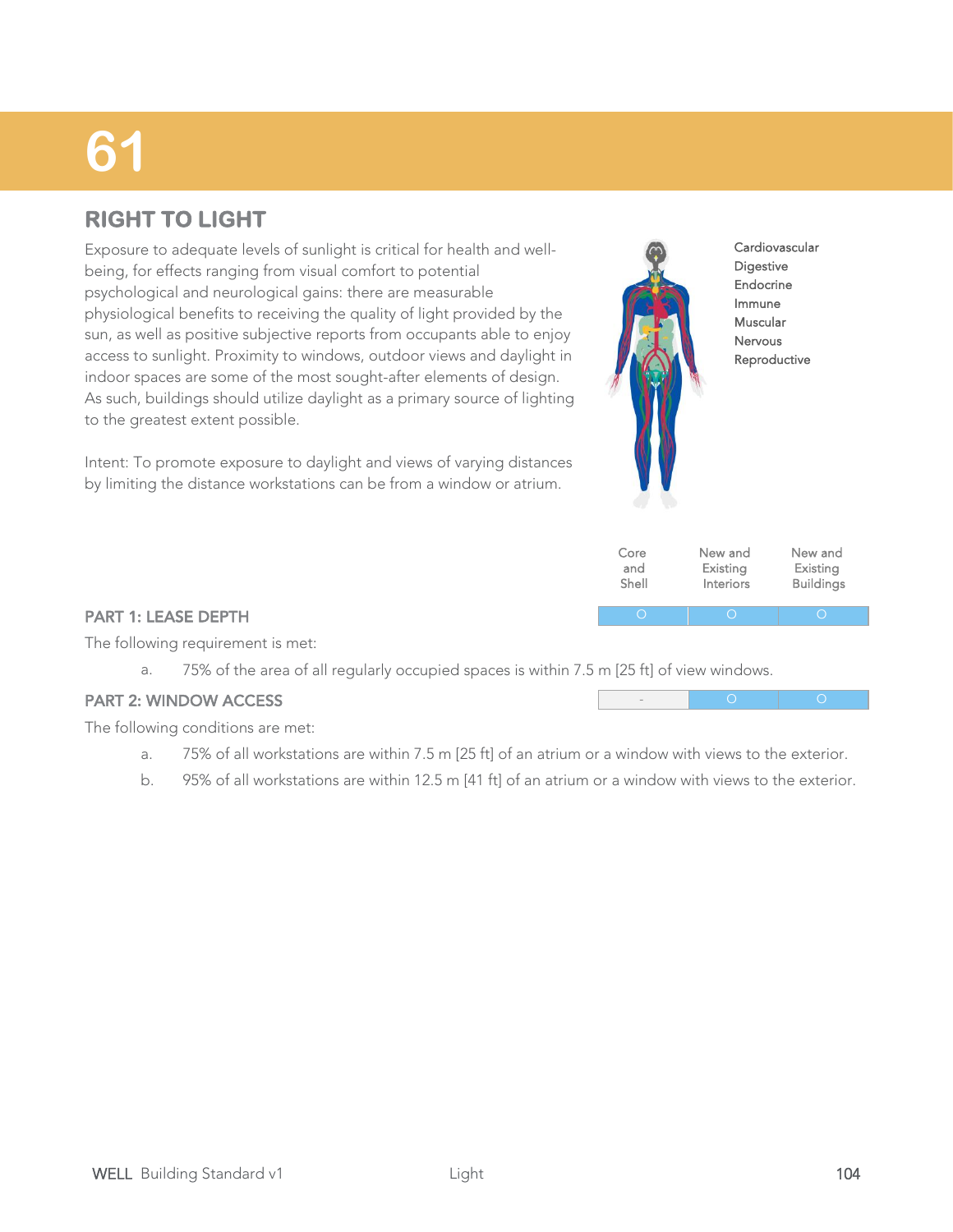# 61

## RIGHT TO LIGHT

Exposure to adequate levels of sunlight is critical for health and well-being, for effects ranging from visual comfort to potential psychological and neurological gains: there are measurable physiological benefits to receiving the quality of light provided by the sun, as well as positive subjective reports from occupants able to enjoy access to sunlight. Proximity to windows, outdoor views and daylight in indoor spaces are some of the most sought-after elements of design. As such, buildings should utilize daylight as a primary source of lighting to the greatest extent possible.

Intent: To promote exposure to daylight and views of varying distances by limiting the distance workstations can be from a window or atrium.

Cardiovascular
Digestive
Endocrine
Immune
Muscular
Nervous
Reproductive

| | Core and Shell | New and Existing Interiors | New and Existing Buildings |
|---|---|---|---|
| PART 1: LEASE DEPTH | O | O | O |
| PART 2: WINDOW ACCESS | - | O | O |

### PART 1: LEASE DEPTH

The following requirement is met:

a. 75% of the area of all regularly occupied spaces is within 7.5 m [25 ft] of view windows.

### PART 2: WINDOW ACCESS

The following conditions are met:

a. 75% of all workstations are within 7.5 m [25 ft] of an atrium or a window with views to the exterior.

b. 95% of all workstations are within 12.5 m [41 ft] of an atrium or a window with views to the exterior.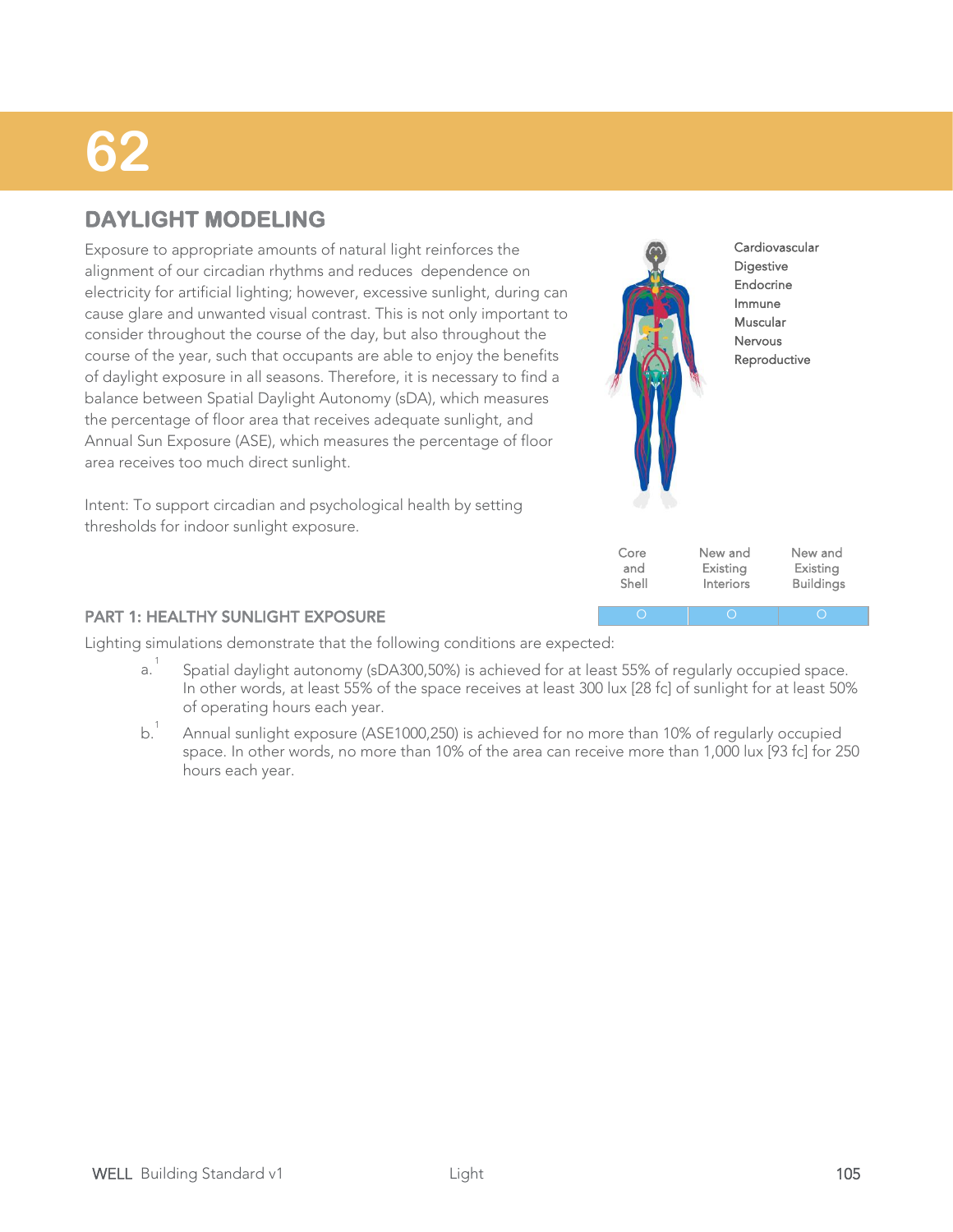# 62

## DAYLIGHT MODELING

Exposure to appropriate amounts of natural light reinforces the alignment of our circadian rhythms and reduces dependence on electricity for artificial lighting; however, excessive sunlight, during can cause glare and unwanted visual contrast. This is not only important to consider throughout the course of the day, but also throughout the course of the year, such that occupants are able to enjoy the benefits of daylight exposure in all seasons. Therefore, it is necessary to find a balance between Spatial Daylight Autonomy (sDA), which measures the percentage of floor area that receives adequate sunlight, and Annual Sun Exposure (ASE), which measures the percentage of floor area receives too much direct sunlight.

Intent: To support circadian and psychological health by setting thresholds for indoor sunlight exposure.

Cardiovascular
Digestive
Endocrine
Immune
Muscular
Nervous
Reproductive

| | Core and Shell | New and Existing Interiors | New and Existing Buildings |
|---|---|---|---|
| PART 1: HEALTHY SUNLIGHT EXPOSURE | O | O | O |

### PART 1: HEALTHY SUNLIGHT EXPOSURE

Lighting simulations demonstrate that the following conditions are expected:

a. [1] Spatial daylight autonomy (sDA300,50%) is achieved for at least 55% of regularly occupied space. In other words, at least 55% of the space receives at least 300 lux [28 fc] of sunlight for at least 50% of operating hours each year.

b. [1] Annual sunlight exposure (ASE1000,250) is achieved for no more than 10% of regularly occupied space. In other words, no more than 10% of the area can receive more than 1,000 lux [93 fc] for 250 hours each year.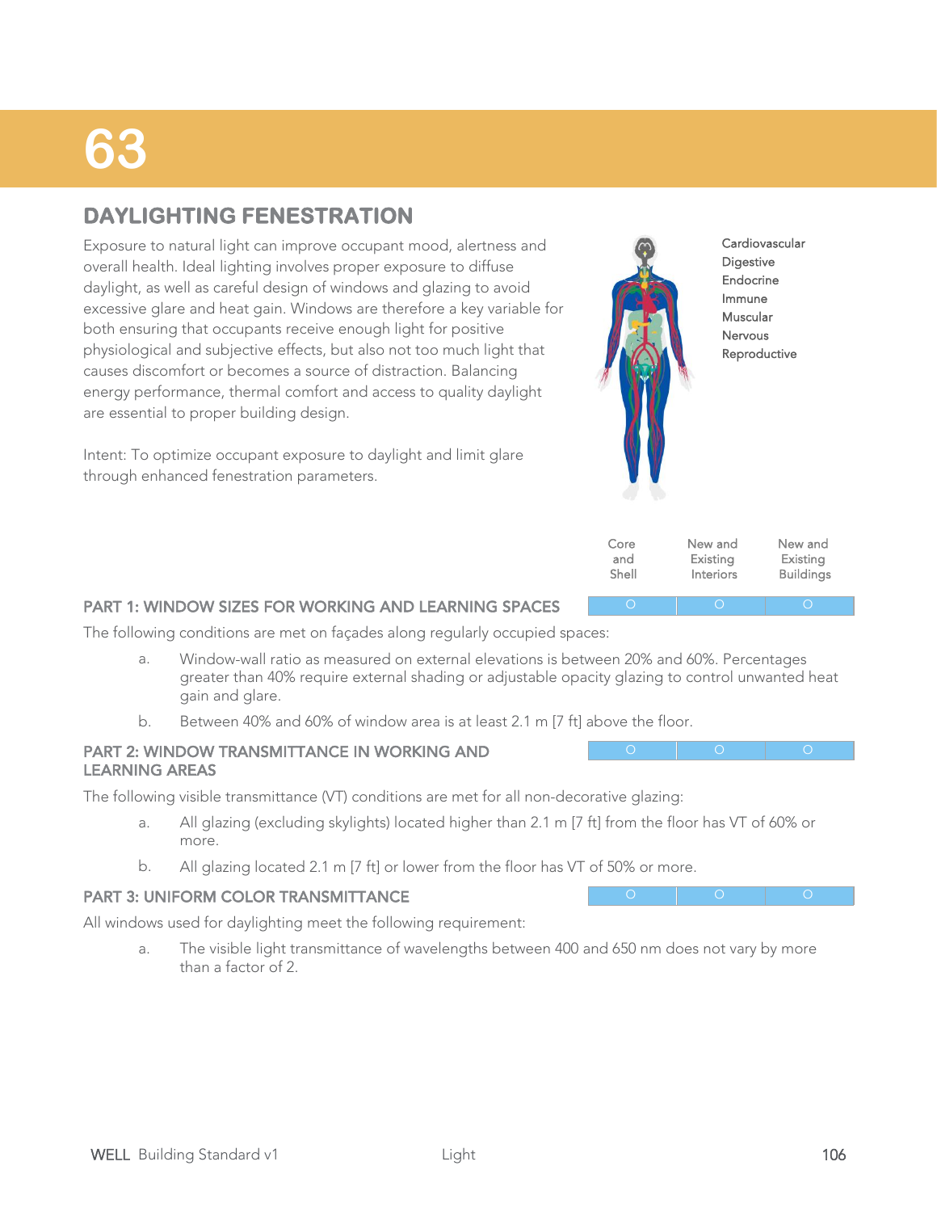# 63

## DAYLIGHTING FENESTRATION

Exposure to natural light can improve occupant mood, alertness and overall health. Ideal lighting involves proper exposure to diffuse daylight, as well as careful design of windows and glazing to avoid excessive glare and heat gain. Windows are therefore a key variable for both ensuring that occupants receive enough light for positive physiological and subjective effects, but also not too much light that causes discomfort or becomes a source of distraction. Balancing energy performance, thermal comfort and access to quality daylight are essential to proper building design.

Intent: To optimize occupant exposure to daylight and limit glare through enhanced fenestration parameters.

Cardiovascular
Digestive
Endocrine
Immune
Muscular
Nervous
Reproductive

| | Core and Shell | New and Existing Interiors | New and Existing Buildings |
|---|---|---|---|
| PART 1: WINDOW SIZES FOR WORKING AND LEARNING SPACES | O | O | O |
| PART 2: WINDOW TRANSMITTANCE IN WORKING AND LEARNING AREAS | O | O | O |
| PART 3: UNIFORM COLOR TRANSMITTANCE | O | O | O |

### PART 1: WINDOW SIZES FOR WORKING AND LEARNING SPACES

The following conditions are met on façades along regularly occupied spaces:

a. Window-wall ratio as measured on external elevations is between 20% and 60%. Percentages greater than 40% require external shading or adjustable opacity glazing to control unwanted heat gain and glare.

b. Between 40% and 60% of window area is at least 2.1 m [7 ft] above the floor.

### PART 2: WINDOW TRANSMITTANCE IN WORKING AND LEARNING AREAS

The following visible transmittance (VT) conditions are met for all non-decorative glazing:

a. All glazing (excluding skylights) located higher than 2.1 m [7 ft] from the floor has VT of 60% or more.

b. All glazing located 2.1 m [7 ft] or lower from the floor has VT of 50% or more.

### PART 3: UNIFORM COLOR TRANSMITTANCE

All windows used for daylighting meet the following requirement:

a. The visible light transmittance of wavelengths between 400 and 650 nm does not vary by more than a factor of 2.